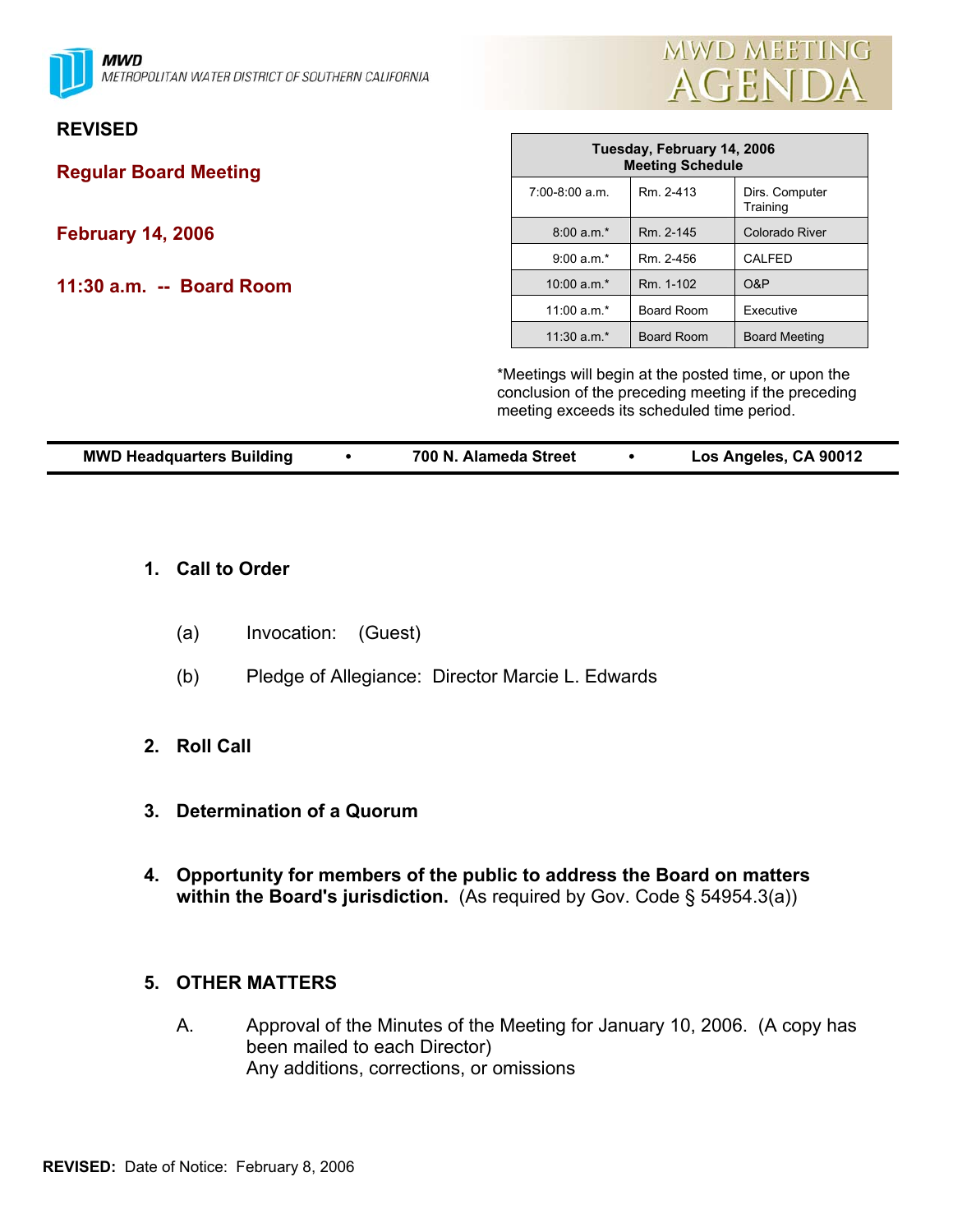MWD
METROPOLITAN WATER DISTRICT OF SOUTHERN CALIFORNIA

# MWD MEETING AGENDA

**REVISED**

## Regular Board Meeting

## February 14, 2006

## 11:30 a.m. -- Board Room

| Tuesday, February 14, 2006 Meeting Schedule | | |
|---|---|---|
| 7:00-8:00 a.m. | Rm. 2-413 | Dirs. Computer Training |
| 8:00 a.m.* | Rm. 2-145 | Colorado River |
| 9:00 a.m.* | Rm. 2-456 | CALFED |
| 10:00 a.m.* | Rm. 1-102 | O&P |
| 11:00 a.m.* | Board Room | Executive |
| 11:30 a.m.* | Board Room | Board Meeting |

*Meetings will begin at the posted time, or upon the conclusion of the preceding meeting if the preceding meeting exceeds its scheduled time period.

**MWD Headquarters Building • 700 N. Alameda Street • Los Angeles, CA 90012**

**1. Call to Order**

(a) Invocation: (Guest)

(b) Pledge of Allegiance: Director Marcie L. Edwards

**2. Roll Call**

**3. Determination of a Quorum**

**4. Opportunity for members of the public to address the Board on matters within the Board's jurisdiction.** (As required by Gov. Code § 54954.3(a))

**5. OTHER MATTERS**

A. Approval of the Minutes of the Meeting for January 10, 2006. (A copy has been mailed to each Director)
Any additions, corrections, or omissions

**REVISED:** Date of Notice: February 8, 2006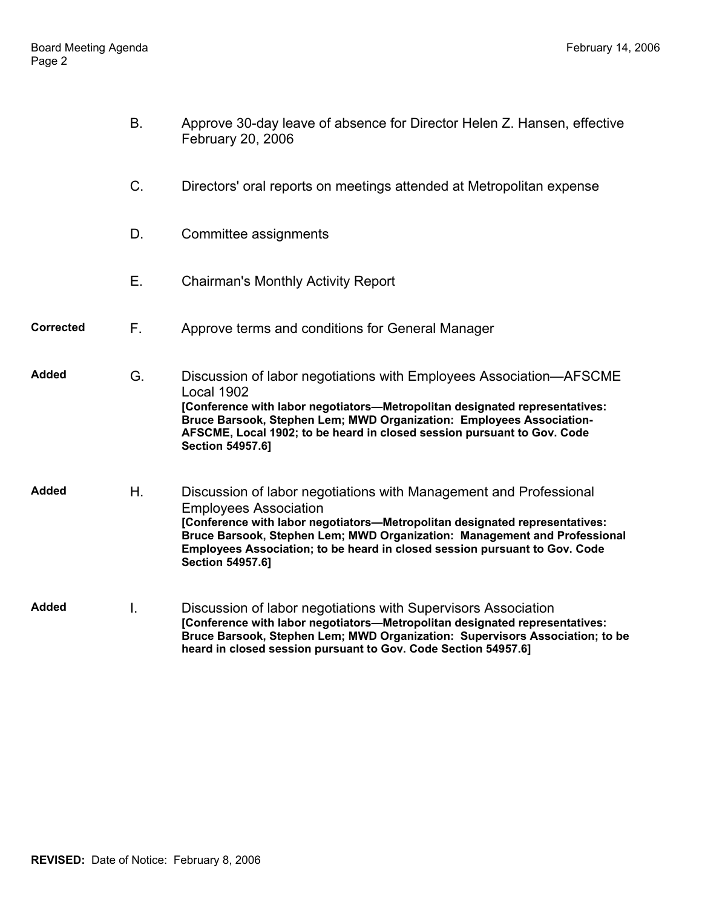B. Approve 30-day leave of absence for Director Helen Z. Hansen, effective February 20, 2006

C. Directors' oral reports on meetings attended at Metropolitan expense

D. Committee assignments

E. Chairman's Monthly Activity Report

**Corrected** F. Approve terms and conditions for General Manager

**Added** G. Discussion of labor negotiations with Employees Association—AFSCME Local 1902
**[Conference with labor negotiators—Metropolitan designated representatives: Bruce Barsook, Stephen Lem; MWD Organization: Employees Association-AFSCME, Local 1902; to be heard in closed session pursuant to Gov. Code Section 54957.6]**

**Added** H. Discussion of labor negotiations with Management and Professional Employees Association
**[Conference with labor negotiators—Metropolitan designated representatives: Bruce Barsook, Stephen Lem; MWD Organization: Management and Professional Employees Association; to be heard in closed session pursuant to Gov. Code Section 54957.6]**

**Added** I. Discussion of labor negotiations with Supervisors Association
**[Conference with labor negotiators—Metropolitan designated representatives: Bruce Barsook, Stephen Lem; MWD Organization: Supervisors Association; to be heard in closed session pursuant to Gov. Code Section 54957.6]**

**REVISED:** Date of Notice: February 8, 2006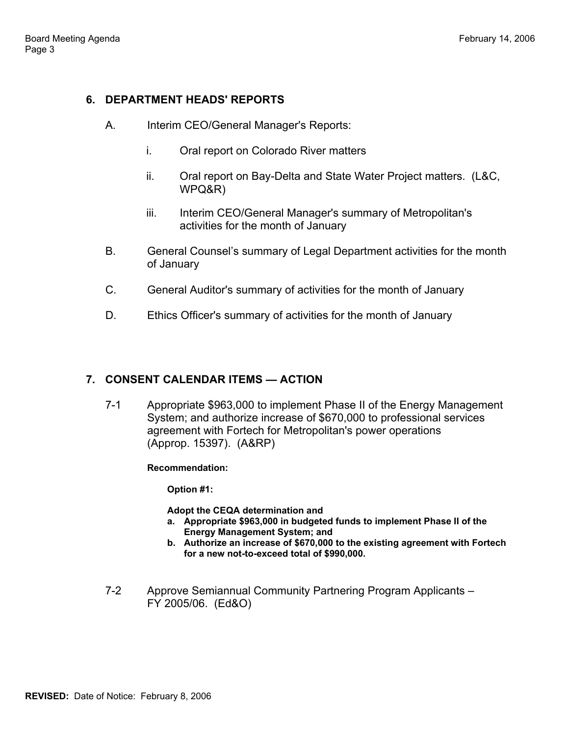## 6. DEPARTMENT HEADS' REPORTS

A. Interim CEO/General Manager's Reports:

   i. Oral report on Colorado River matters

   ii. Oral report on Bay-Delta and State Water Project matters. (L&C, WPQ&R)

   iii. Interim CEO/General Manager's summary of Metropolitan's activities for the month of January

B. General Counsel's summary of Legal Department activities for the month of January

C. General Auditor's summary of activities for the month of January

D. Ethics Officer's summary of activities for the month of January

## 7. CONSENT CALENDAR ITEMS — ACTION

7-1 Appropriate $963,000 to implement Phase II of the Energy Management System; and authorize increase of $670,000 to professional services agreement with Fortech for Metropolitan's power operations (Approp. 15397). (A&RP)

**Recommendation:**

**Option #1:**

**Adopt the CEQA determination and**

**a. Appropriate $963,000 in budgeted funds to implement Phase II of the Energy Management System; and**

**b. Authorize an increase of $670,000 to the existing agreement with Fortech for a new not-to-exceed total of $990,000.**

7-2 Approve Semiannual Community Partnering Program Applicants – FY 2005/06. (Ed&O)

**REVISED:** Date of Notice: February 8, 2006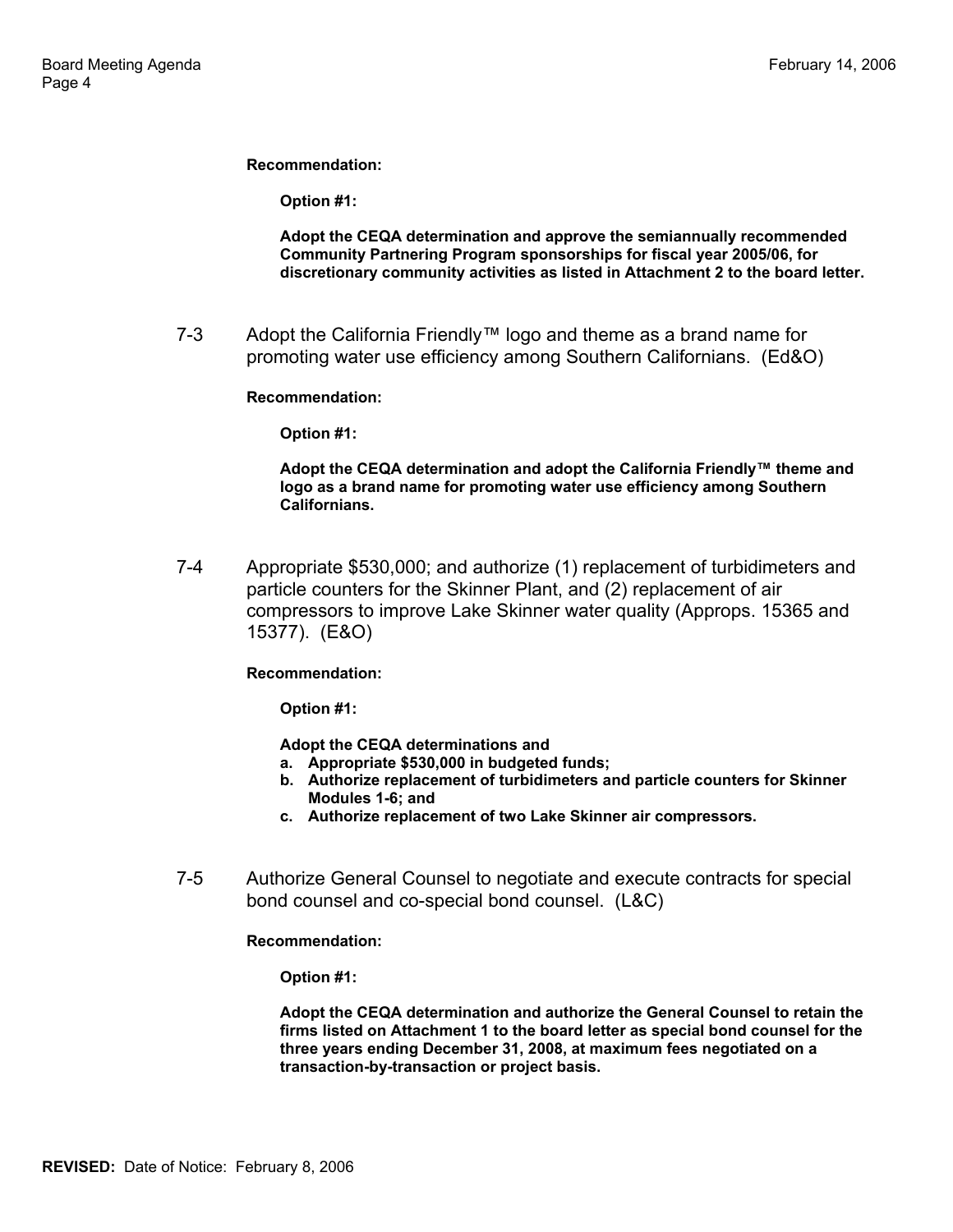**Recommendation:**

**Option #1:**

**Adopt the CEQA determination and approve the semiannually recommended Community Partnering Program sponsorships for fiscal year 2005/06, for discretionary community activities as listed in Attachment 2 to the board letter.**

7-3 Adopt the California Friendly™ logo and theme as a brand name for promoting water use efficiency among Southern Californians. (Ed&O)

**Recommendation:**

**Option #1:**

**Adopt the CEQA determination and adopt the California Friendly™ theme and logo as a brand name for promoting water use efficiency among Southern Californians.**

7-4 Appropriate $530,000; and authorize (1) replacement of turbidimeters and particle counters for the Skinner Plant, and (2) replacement of air compressors to improve Lake Skinner water quality (Approps. 15365 and 15377). (E&O)

**Recommendation:**

**Option #1:**

**Adopt the CEQA determinations and**
- **a. Appropriate $530,000 in budgeted funds;**
- **b. Authorize replacement of turbidimeters and particle counters for Skinner Modules 1-6; and**
- **c. Authorize replacement of two Lake Skinner air compressors.**

7-5 Authorize General Counsel to negotiate and execute contracts for special bond counsel and co-special bond counsel. (L&C)

**Recommendation:**

**Option #1:**

**Adopt the CEQA determination and authorize the General Counsel to retain the firms listed on Attachment 1 to the board letter as special bond counsel for the three years ending December 31, 2008, at maximum fees negotiated on a transaction-by-transaction or project basis.**

**REVISED:** Date of Notice: February 8, 2006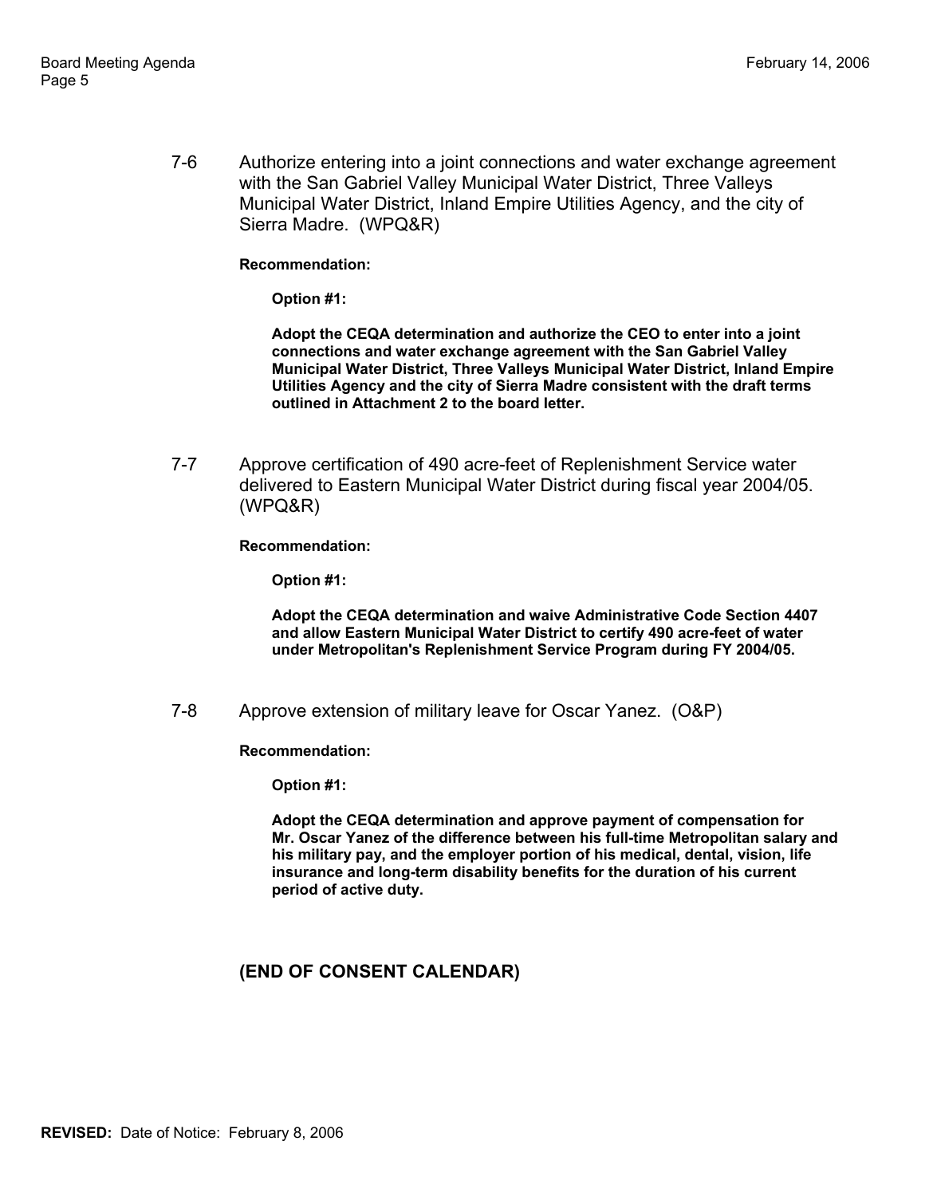7-6 Authorize entering into a joint connections and water exchange agreement with the San Gabriel Valley Municipal Water District, Three Valleys Municipal Water District, Inland Empire Utilities Agency, and the city of Sierra Madre. (WPQ&R)

**Recommendation:**

**Option #1:**

**Adopt the CEQA determination and authorize the CEO to enter into a joint connections and water exchange agreement with the San Gabriel Valley Municipal Water District, Three Valleys Municipal Water District, Inland Empire Utilities Agency and the city of Sierra Madre consistent with the draft terms outlined in Attachment 2 to the board letter.**

7-7 Approve certification of 490 acre-feet of Replenishment Service water delivered to Eastern Municipal Water District during fiscal year 2004/05. (WPQ&R)

**Recommendation:**

**Option #1:**

**Adopt the CEQA determination and waive Administrative Code Section 4407 and allow Eastern Municipal Water District to certify 490 acre-feet of water under Metropolitan's Replenishment Service Program during FY 2004/05.**

7-8 Approve extension of military leave for Oscar Yanez. (O&P)

**Recommendation:**

**Option #1:**

**Adopt the CEQA determination and approve payment of compensation for Mr. Oscar Yanez of the difference between his full-time Metropolitan salary and his military pay, and the employer portion of his medical, dental, vision, life insurance and long-term disability benefits for the duration of his current period of active duty.**

**(END OF CONSENT CALENDAR)**

**REVISED:** Date of Notice: February 8, 2006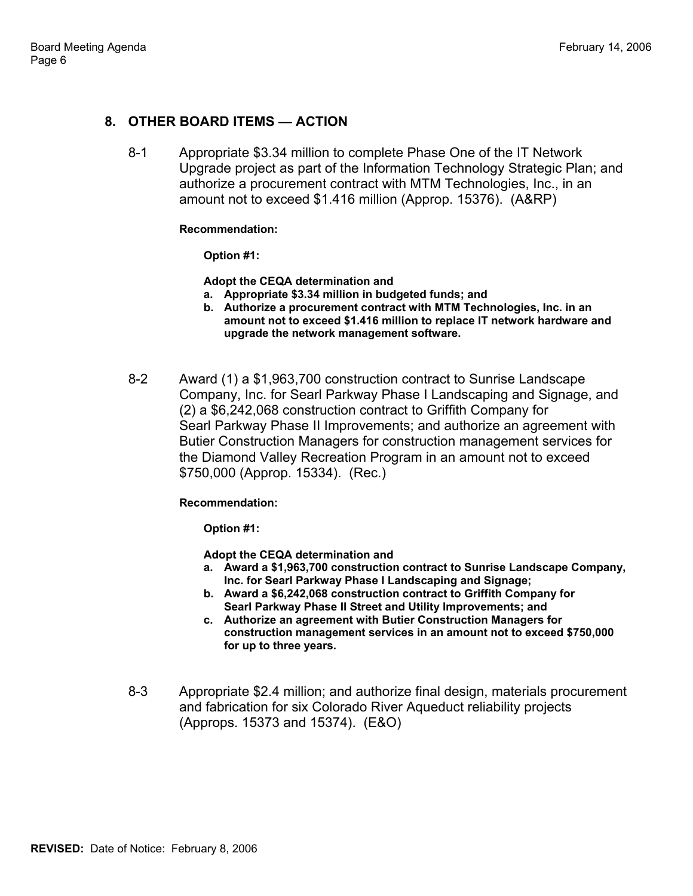## 8. OTHER BOARD ITEMS — ACTION

8-1 Appropriate $3.34 million to complete Phase One of the IT Network Upgrade project as part of the Information Technology Strategic Plan; and authorize a procurement contract with MTM Technologies, Inc., in an amount not to exceed $1.416 million (Approp. 15376). (A&RP)

**Recommendation:**

**Option #1:**

**Adopt the CEQA determination and**

- **a. Appropriate $3.34 million in budgeted funds; and**
- **b. Authorize a procurement contract with MTM Technologies, Inc. in an amount not to exceed $1.416 million to replace IT network hardware and upgrade the network management software.**

8-2 Award (1) a $1,963,700 construction contract to Sunrise Landscape Company, Inc. for Searl Parkway Phase I Landscaping and Signage, and (2) a $6,242,068 construction contract to Griffith Company for Searl Parkway Phase II Improvements; and authorize an agreement with Butier Construction Managers for construction management services for the Diamond Valley Recreation Program in an amount not to exceed $750,000 (Approp. 15334). (Rec.)

**Recommendation:**

**Option #1:**

**Adopt the CEQA determination and**

- **a. Award a $1,963,700 construction contract to Sunrise Landscape Company, Inc. for Searl Parkway Phase I Landscaping and Signage;**
- **b. Award a $6,242,068 construction contract to Griffith Company for Searl Parkway Phase II Street and Utility Improvements; and**
- **c. Authorize an agreement with Butier Construction Managers for construction management services in an amount not to exceed $750,000 for up to three years.**

8-3 Appropriate $2.4 million; and authorize final design, materials procurement and fabrication for six Colorado River Aqueduct reliability projects (Approps. 15373 and 15374). (E&O)

**REVISED:** Date of Notice: February 8, 2006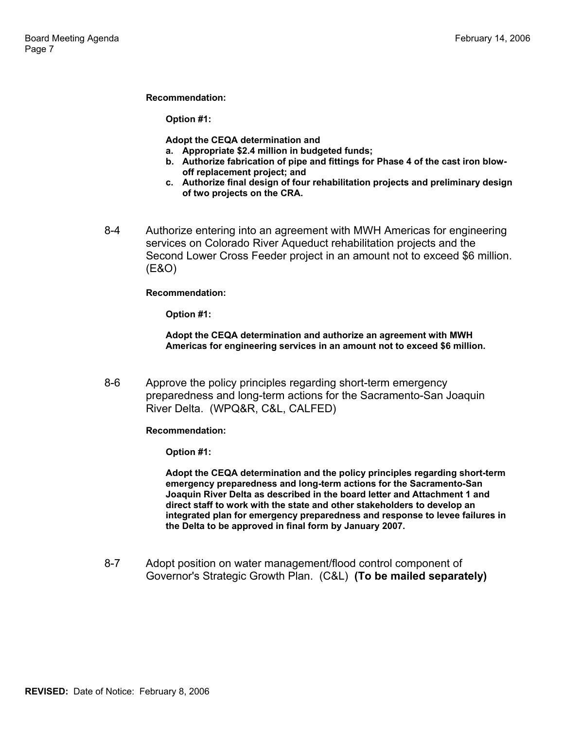**Recommendation:**

**Option #1:**

**Adopt the CEQA determination and**

- **a. Appropriate $2.4 million in budgeted funds;**
- **b. Authorize fabrication of pipe and fittings for Phase 4 of the cast iron blow-off replacement project; and**
- **c. Authorize final design of four rehabilitation projects and preliminary design of two projects on the CRA.**

8-4 Authorize entering into an agreement with MWH Americas for engineering services on Colorado River Aqueduct rehabilitation projects and the Second Lower Cross Feeder project in an amount not to exceed $6 million. (E&O)

**Recommendation:**

**Option #1:**

**Adopt the CEQA determination and authorize an agreement with MWH Americas for engineering services in an amount not to exceed $6 million.**

8-6 Approve the policy principles regarding short-term emergency preparedness and long-term actions for the Sacramento-San Joaquin River Delta. (WPQ&R, C&L, CALFED)

**Recommendation:**

**Option #1:**

**Adopt the CEQA determination and the policy principles regarding short-term emergency preparedness and long-term actions for the Sacramento-San Joaquin River Delta as described in the board letter and Attachment 1 and direct staff to work with the state and other stakeholders to develop an integrated plan for emergency preparedness and response to levee failures in the Delta to be approved in final form by January 2007.**

8-7 Adopt position on water management/flood control component of Governor's Strategic Growth Plan. (C&L) **(To be mailed separately)**

**REVISED:** Date of Notice: February 8, 2006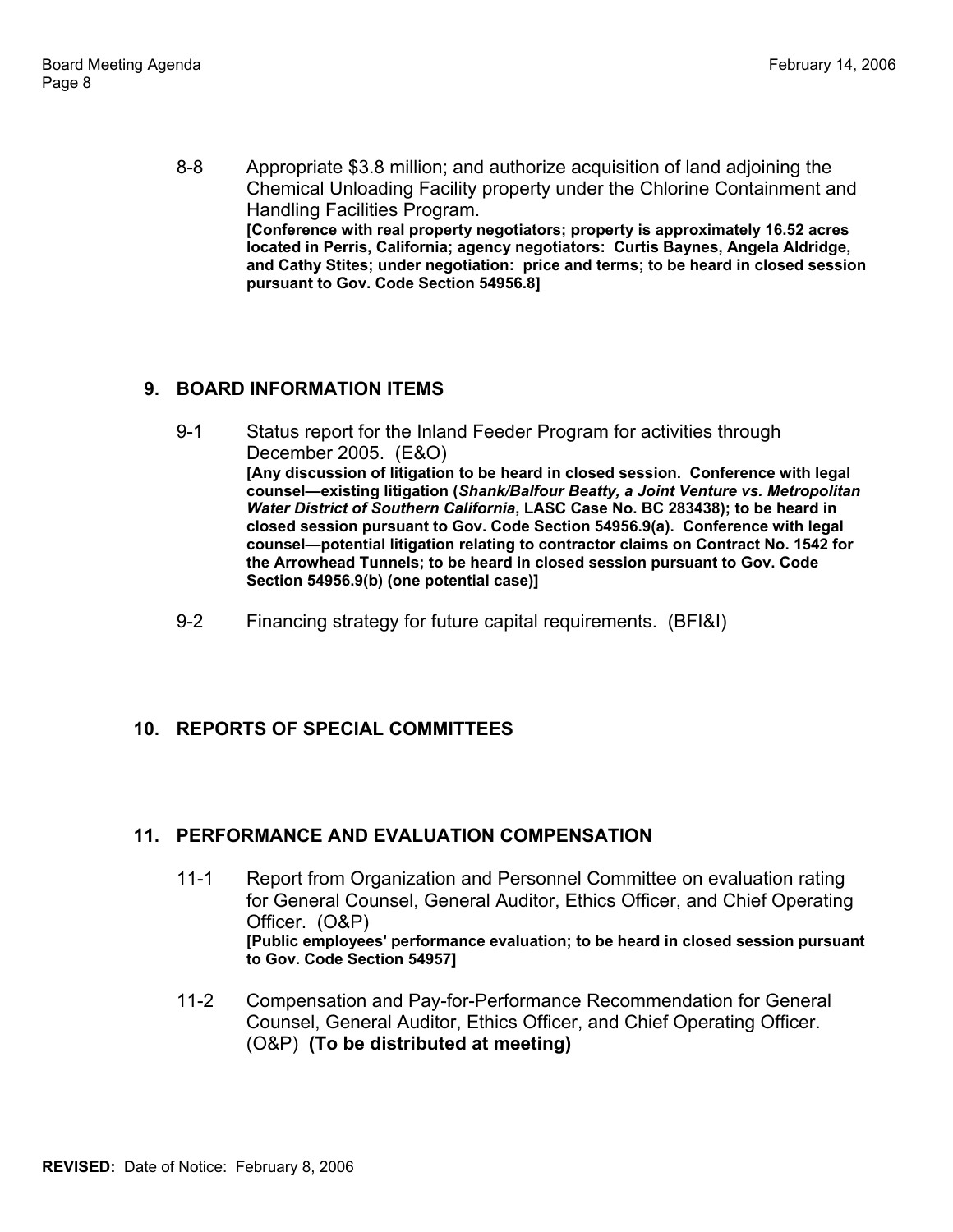8-8 Appropriate $3.8 million; and authorize acquisition of land adjoining the Chemical Unloading Facility property under the Chlorine Containment and Handling Facilities Program.
**[Conference with real property negotiators; property is approximately 16.52 acres located in Perris, California; agency negotiators: Curtis Baynes, Angela Aldridge, and Cathy Stites; under negotiation: price and terms; to be heard in closed session pursuant to Gov. Code Section 54956.8]**

## 9. BOARD INFORMATION ITEMS

9-1 Status report for the Inland Feeder Program for activities through December 2005. (E&O)
**[Any discussion of litigation to be heard in closed session. Conference with legal counsel—existing litigation (*Shank/Balfour Beatty, a Joint Venture vs. Metropolitan Water District of Southern California*, LASC Case No. BC 283438); to be heard in closed session pursuant to Gov. Code Section 54956.9(a). Conference with legal counsel—potential litigation relating to contractor claims on Contract No. 1542 for the Arrowhead Tunnels; to be heard in closed session pursuant to Gov. Code Section 54956.9(b) (one potential case)]**

9-2 Financing strategy for future capital requirements. (BFI&I)

## 10. REPORTS OF SPECIAL COMMITTEES

## 11. PERFORMANCE AND EVALUATION COMPENSATION

11-1 Report from Organization and Personnel Committee on evaluation rating for General Counsel, General Auditor, Ethics Officer, and Chief Operating Officer. (O&P)
**[Public employees' performance evaluation; to be heard in closed session pursuant to Gov. Code Section 54957]**

11-2 Compensation and Pay-for-Performance Recommendation for General Counsel, General Auditor, Ethics Officer, and Chief Operating Officer. (O&P) **(To be distributed at meeting)**

**REVISED:** Date of Notice: February 8, 2006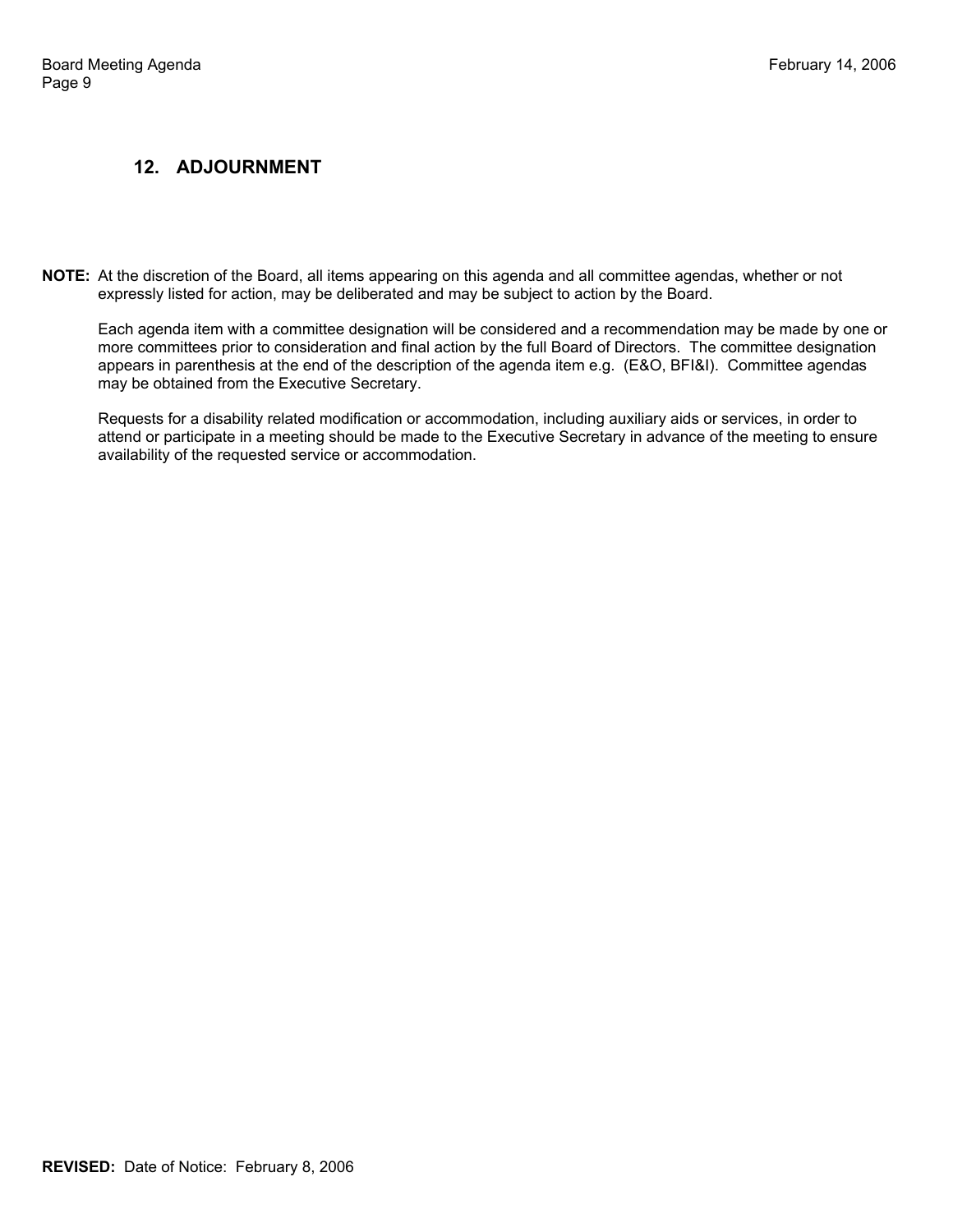## 12. ADJOURNMENT

**NOTE:** At the discretion of the Board, all items appearing on this agenda and all committee agendas, whether or not expressly listed for action, may be deliberated and may be subject to action by the Board.

Each agenda item with a committee designation will be considered and a recommendation may be made by one or more committees prior to consideration and final action by the full Board of Directors. The committee designation appears in parenthesis at the end of the description of the agenda item e.g. (E&O, BFI&I). Committee agendas may be obtained from the Executive Secretary.

Requests for a disability related modification or accommodation, including auxiliary aids or services, in order to attend or participate in a meeting should be made to the Executive Secretary in advance of the meeting to ensure availability of the requested service or accommodation.

**REVISED:** Date of Notice: February 8, 2006